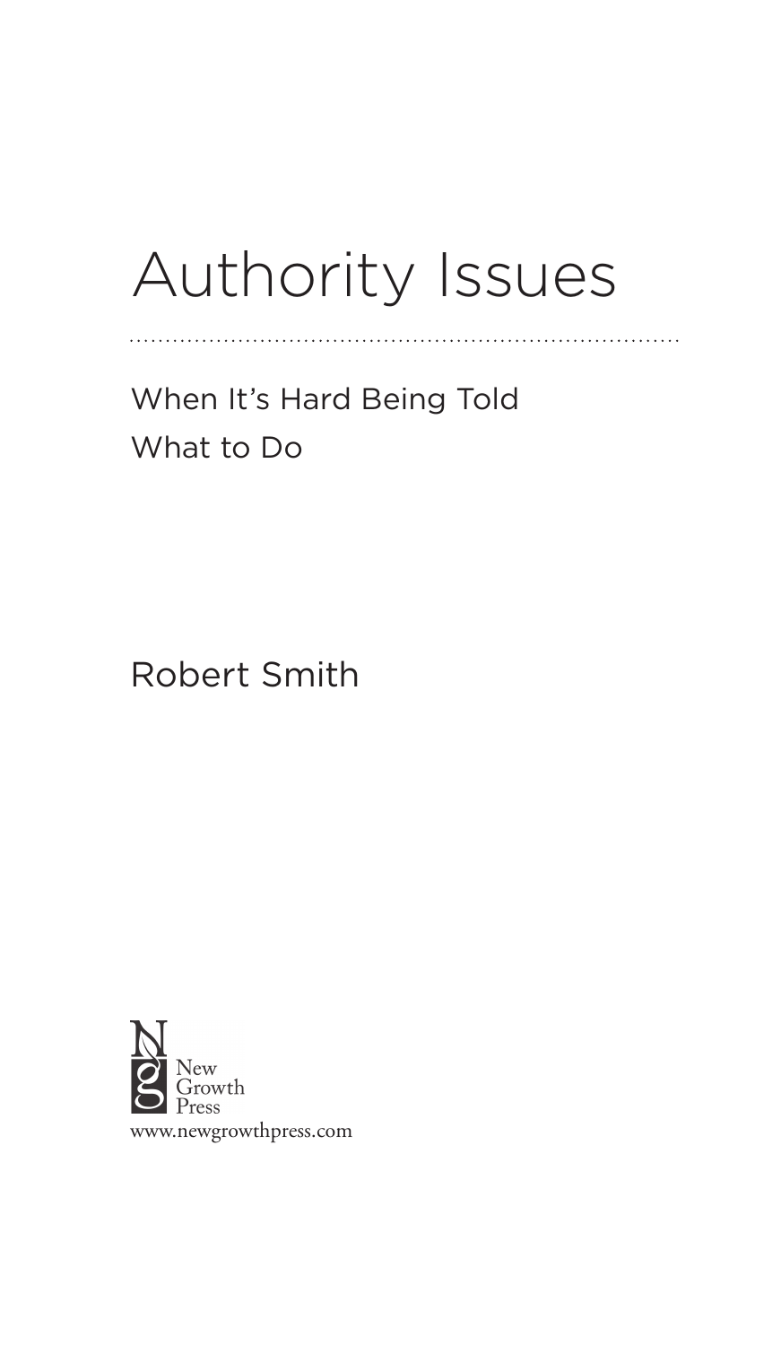# Authority Issues

## When It's Hard Being Told What to Do

Robert Smith

New Growth Press

www.newgrowthpress.com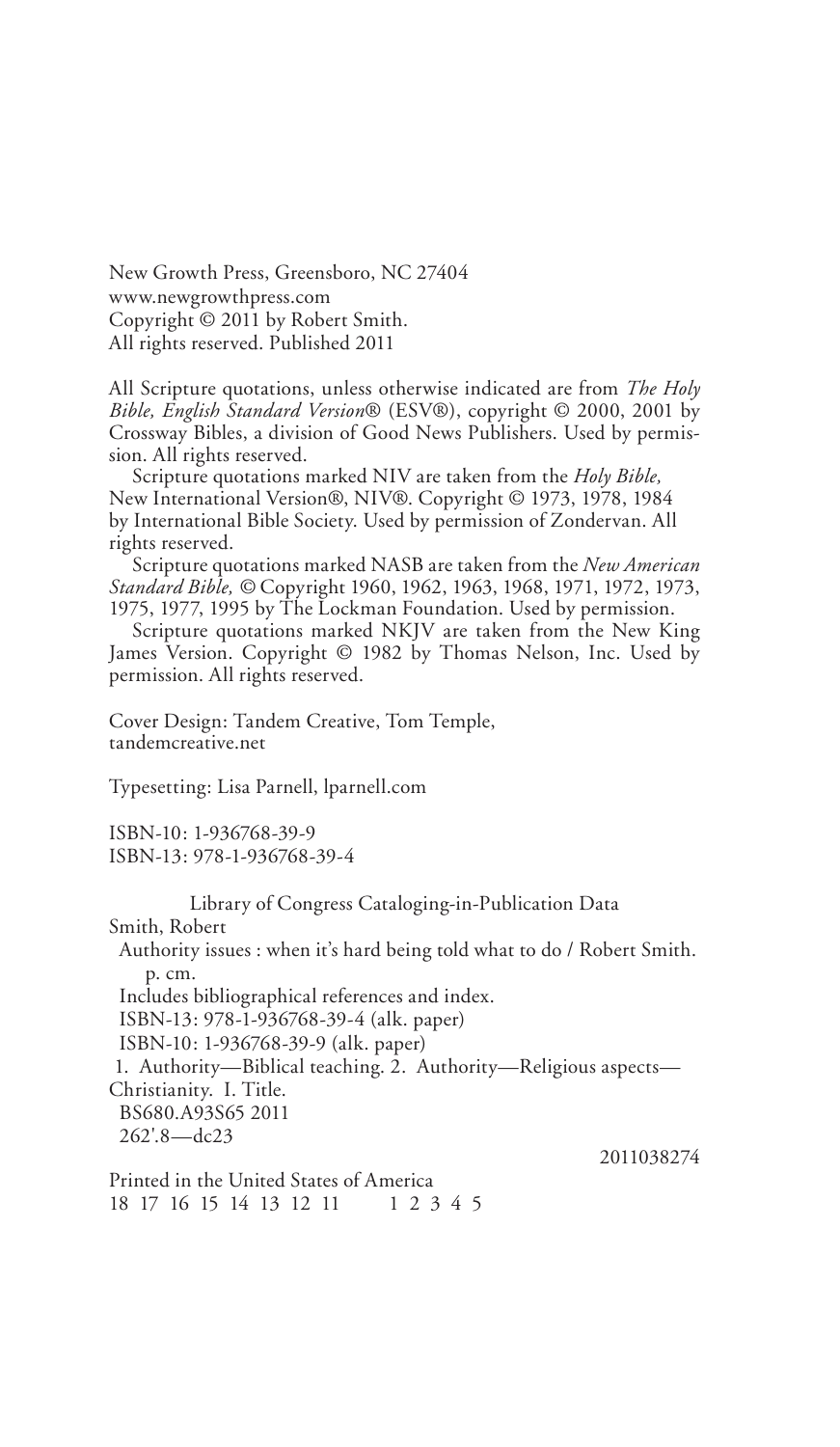New Growth Press, Greensboro, NC 27404
www.newgrowthpress.com
Copyright © 2011 by Robert Smith.
All rights reserved. Published 2011

All Scripture quotations, unless otherwise indicated are from *The Holy Bible, English Standard Version*® (ESV®), copyright © 2000, 2001 by Crossway Bibles, a division of Good News Publishers. Used by permission. All rights reserved.

Scripture quotations marked NIV are taken from the *Holy Bible,* New International Version®, NIV®. Copyright © 1973, 1978, 1984 by International Bible Society. Used by permission of Zondervan. All rights reserved.

Scripture quotations marked NASB are taken from the *New American Standard Bible,* © Copyright 1960, 1962, 1963, 1968, 1971, 1972, 1973, 1975, 1977, 1995 by The Lockman Foundation. Used by permission.

Scripture quotations marked NKJV are taken from the New King James Version. Copyright © 1982 by Thomas Nelson, Inc. Used by permission. All rights reserved.

Cover Design: Tandem Creative, Tom Temple,
tandemcreative.net

Typesetting: Lisa Parnell, lparnell.com

ISBN-10: 1-936768-39-9
ISBN-13: 978-1-936768-39-4

Library of Congress Cataloging-in-Publication Data
Smith, Robert
Authority issues : when it's hard being told what to do / Robert Smith.
p. cm.
Includes bibliographical references and index.
ISBN-13: 978-1-936768-39-4 (alk. paper)
ISBN-10: 1-936768-39-9 (alk. paper)
1. Authority—Biblical teaching. 2. Authority—Religious aspects—Christianity. I. Title.
BS680.A93S65 2011
262'.8—dc23

2011038274

Printed in the United States of America
18 17 16 15 14 13 12 11 1 2 3 4 5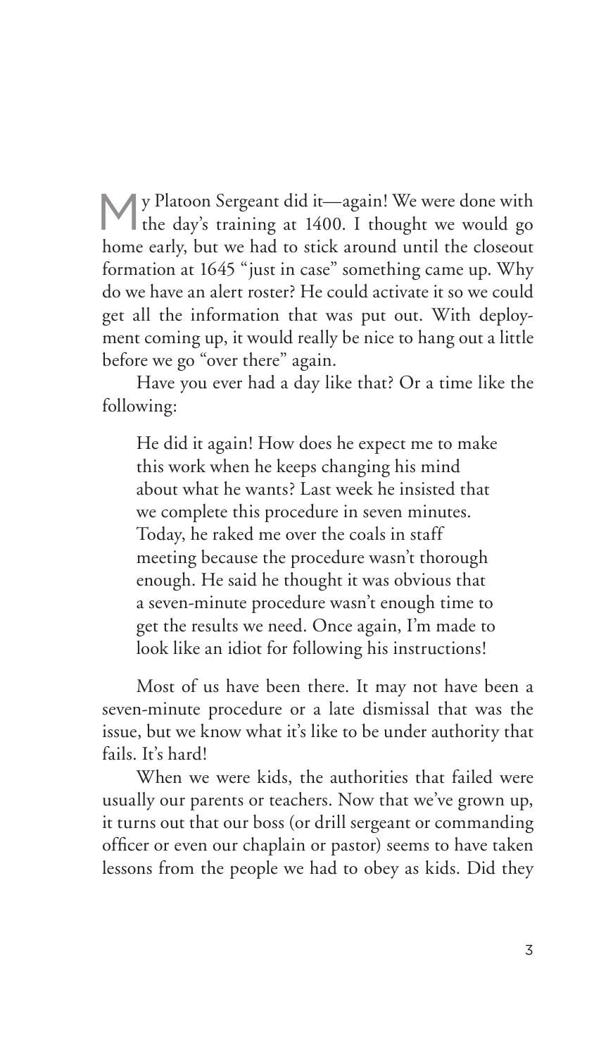My Platoon Sergeant did it—again! We were done with the day's training at 1400. I thought we would go home early, but we had to stick around until the closeout formation at 1645 "just in case" something came up. Why do we have an alert roster? He could activate it so we could get all the information that was put out. With deployment coming up, it would really be nice to hang out a little before we go "over there" again.

Have you ever had a day like that? Or a time like the following:

> He did it again! How does he expect me to make this work when he keeps changing his mind about what he wants? Last week he insisted that we complete this procedure in seven minutes. Today, he raked me over the coals in staff meeting because the procedure wasn't thorough enough. He said he thought it was obvious that a seven-minute procedure wasn't enough time to get the results we need. Once again, I'm made to look like an idiot for following his instructions!

Most of us have been there. It may not have been a seven-minute procedure or a late dismissal that was the issue, but we know what it's like to be under authority that fails. It's hard!

When we were kids, the authorities that failed were usually our parents or teachers. Now that we've grown up, it turns out that our boss (or drill sergeant or commanding officer or even our chaplain or pastor) seems to have taken lessons from the people we had to obey as kids. Did they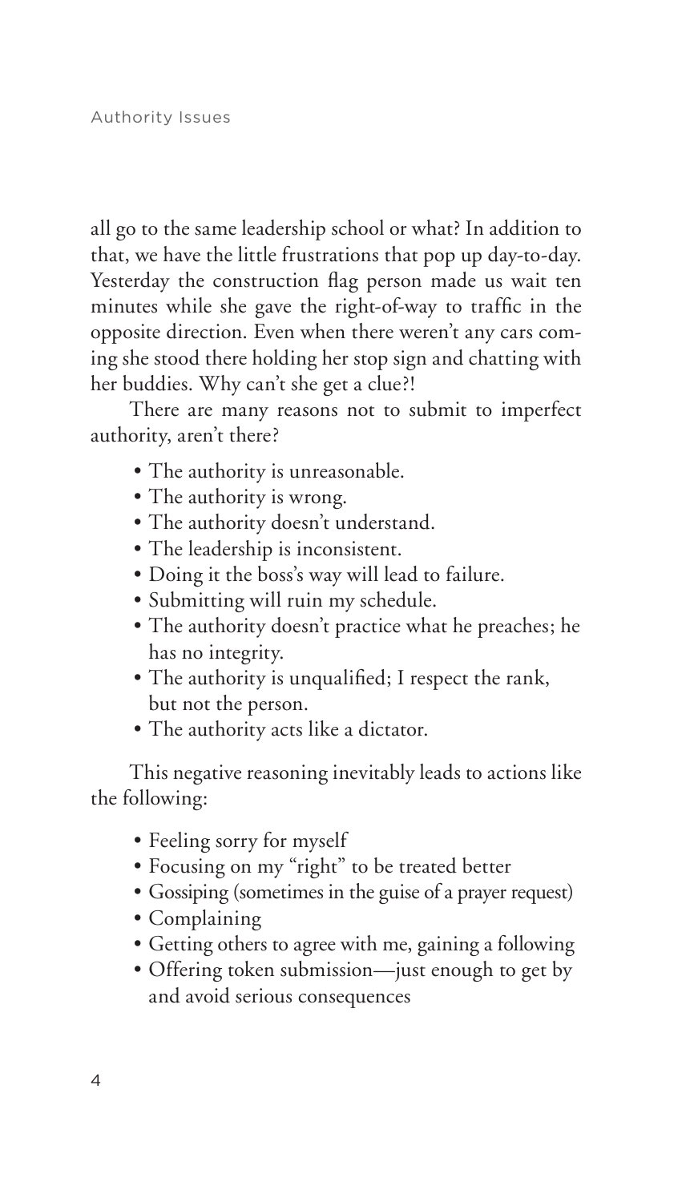all go to the same leadership school or what? In addition to that, we have the little frustrations that pop up day-to-day. Yesterday the construction flag person made us wait ten minutes while she gave the right-of-way to traffic in the opposite direction. Even when there weren't any cars coming she stood there holding her stop sign and chatting with her buddies. Why can't she get a clue?!

There are many reasons not to submit to imperfect authority, aren't there?

- The authority is unreasonable.
- The authority is wrong.
- The authority doesn't understand.
- The leadership is inconsistent.
- Doing it the boss's way will lead to failure.
- Submitting will ruin my schedule.
- The authority doesn't practice what he preaches; he has no integrity.
- The authority is unqualified; I respect the rank, but not the person.
- The authority acts like a dictator.

This negative reasoning inevitably leads to actions like the following:

- Feeling sorry for myself
- Focusing on my "right" to be treated better
- Gossiping (sometimes in the guise of a prayer request)
- Complaining
- Getting others to agree with me, gaining a following
- Offering token submission—just enough to get by and avoid serious consequences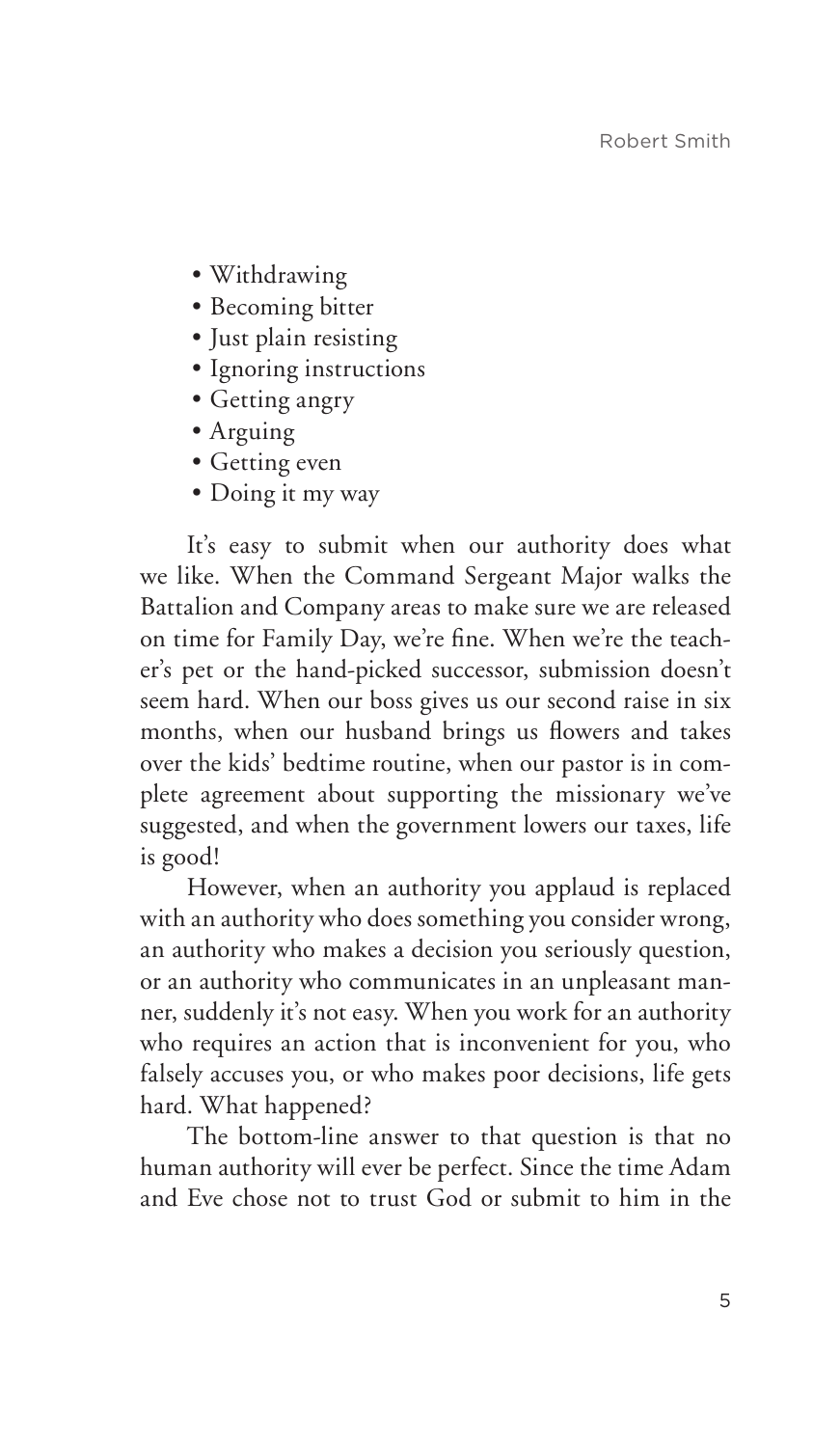- Withdrawing
- Becoming bitter
- Just plain resisting
- Ignoring instructions
- Getting angry
- Arguing
- Getting even
- Doing it my way

It's easy to submit when our authority does what we like. When the Command Sergeant Major walks the Battalion and Company areas to make sure we are released on time for Family Day, we're fine. When we're the teacher's pet or the hand-picked successor, submission doesn't seem hard. When our boss gives us our second raise in six months, when our husband brings us flowers and takes over the kids' bedtime routine, when our pastor is in complete agreement about supporting the missionary we've suggested, and when the government lowers our taxes, life is good!

However, when an authority you applaud is replaced with an authority who does something you consider wrong, an authority who makes a decision you seriously question, or an authority who communicates in an unpleasant manner, suddenly it's not easy. When you work for an authority who requires an action that is inconvenient for you, who falsely accuses you, or who makes poor decisions, life gets hard. What happened?

The bottom-line answer to that question is that no human authority will ever be perfect. Since the time Adam and Eve chose not to trust God or submit to him in the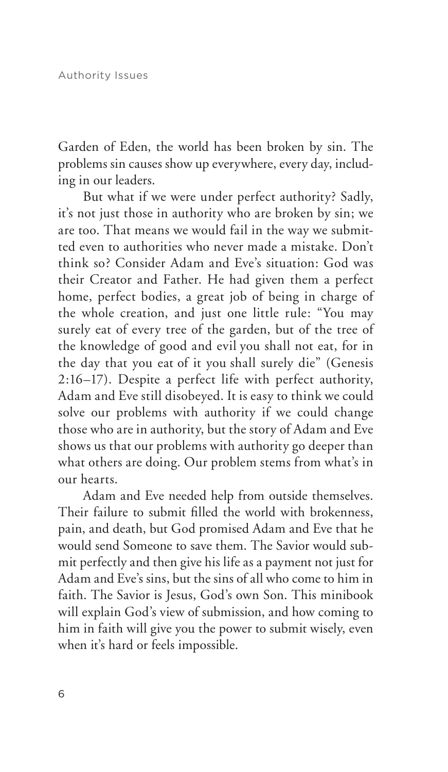Garden of Eden, the world has been broken by sin. The problems sin causes show up everywhere, every day, including in our leaders.

But what if we were under perfect authority? Sadly, it's not just those in authority who are broken by sin; we are too. That means we would fail in the way we submitted even to authorities who never made a mistake. Don't think so? Consider Adam and Eve's situation: God was their Creator and Father. He had given them a perfect home, perfect bodies, a great job of being in charge of the whole creation, and just one little rule: "You may surely eat of every tree of the garden, but of the tree of the knowledge of good and evil you shall not eat, for in the day that you eat of it you shall surely die" (Genesis 2:16–17). Despite a perfect life with perfect authority, Adam and Eve still disobeyed. It is easy to think we could solve our problems with authority if we could change those who are in authority, but the story of Adam and Eve shows us that our problems with authority go deeper than what others are doing. Our problem stems from what's in our hearts.

Adam and Eve needed help from outside themselves. Their failure to submit filled the world with brokenness, pain, and death, but God promised Adam and Eve that he would send Someone to save them. The Savior would submit perfectly and then give his life as a payment not just for Adam and Eve's sins, but the sins of all who come to him in faith. The Savior is Jesus, God's own Son. This minibook will explain God's view of submission, and how coming to him in faith will give you the power to submit wisely, even when it's hard or feels impossible.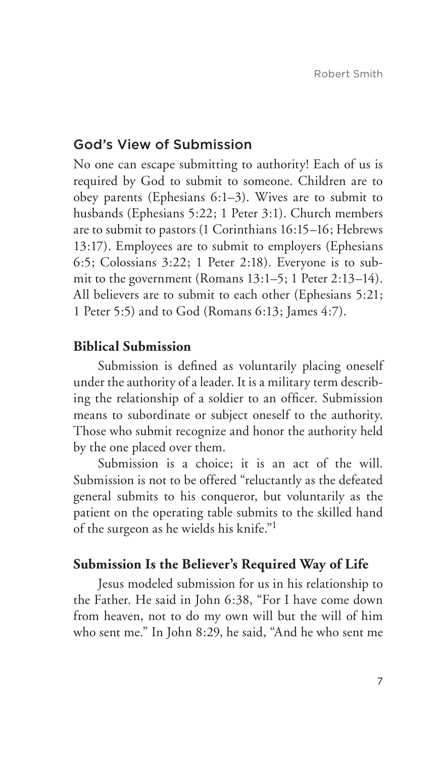## God's View of Submission

No one can escape submitting to authority! Each of us is required by God to submit to someone. Children are to obey parents (Ephesians 6:1–3). Wives are to submit to husbands (Ephesians 5:22; 1 Peter 3:1). Church members are to submit to pastors (1 Corinthians 16:15–16; Hebrews 13:17). Employees are to submit to employers (Ephesians 6:5; Colossians 3:22; 1 Peter 2:18). Everyone is to submit to the government (Romans 13:1–5; 1 Peter 2:13–14). All believers are to submit to each other (Ephesians 5:21; 1 Peter 5:5) and to God (Romans 6:13; James 4:7).

### Biblical Submission

Submission is defined as voluntarily placing oneself under the authority of a leader. It is a military term describing the relationship of a soldier to an officer. Submission means to subordinate or subject oneself to the authority. Those who submit recognize and honor the authority held by the one placed over them.

Submission is a choice; it is an act of the will. Submission is not to be offered "reluctantly as the defeated general submits to his conqueror, but voluntarily as the patient on the operating table submits to the skilled hand of the surgeon as he wields his knife."[1]

### Submission Is the Believer's Required Way of Life

Jesus modeled submission for us in his relationship to the Father. He said in John 6:38, "For I have come down from heaven, not to do my own will but the will of him who sent me." In John 8:29, he said, "And he who sent me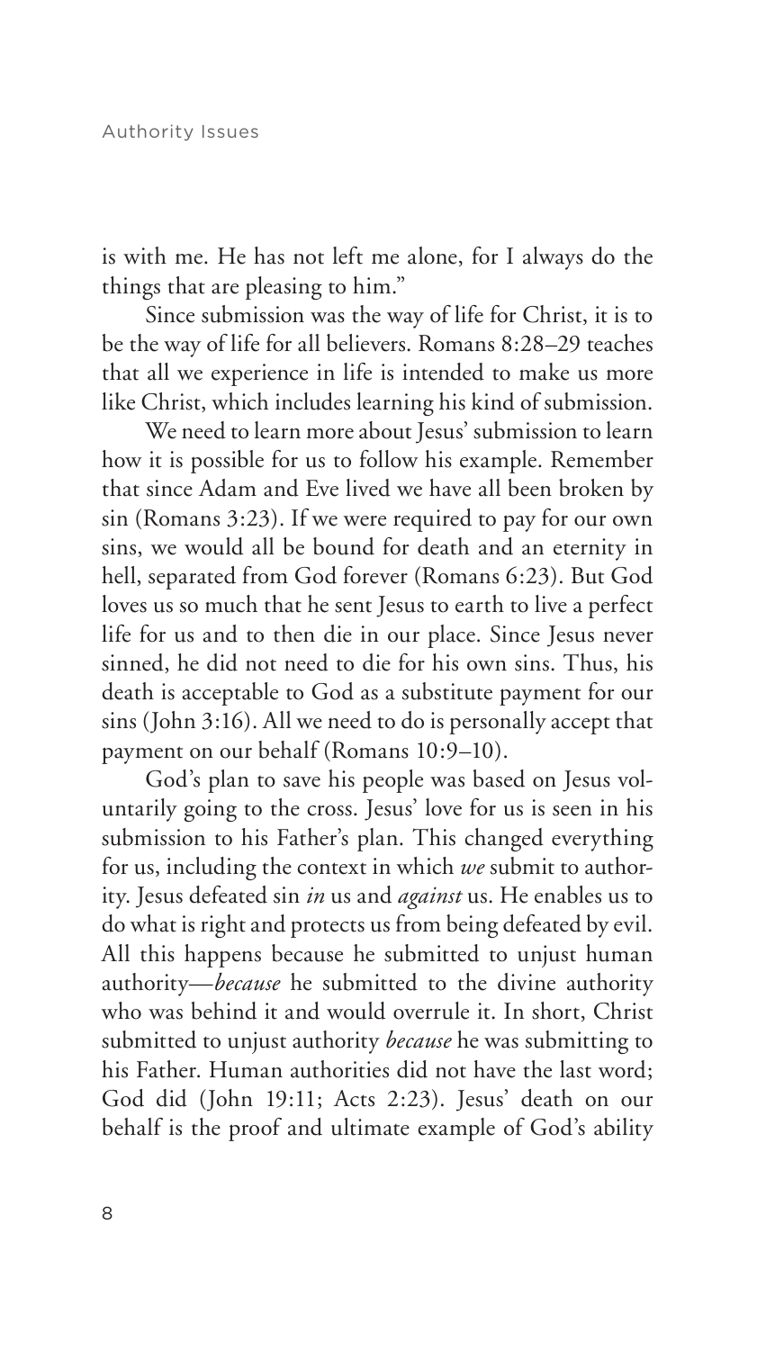is with me. He has not left me alone, for I always do the things that are pleasing to him."

Since submission was the way of life for Christ, it is to be the way of life for all believers. Romans 8:28–29 teaches that all we experience in life is intended to make us more like Christ, which includes learning his kind of submission.

We need to learn more about Jesus' submission to learn how it is possible for us to follow his example. Remember that since Adam and Eve lived we have all been broken by sin (Romans 3:23). If we were required to pay for our own sins, we would all be bound for death and an eternity in hell, separated from God forever (Romans 6:23). But God loves us so much that he sent Jesus to earth to live a perfect life for us and to then die in our place. Since Jesus never sinned, he did not need to die for his own sins. Thus, his death is acceptable to God as a substitute payment for our sins (John 3:16). All we need to do is personally accept that payment on our behalf (Romans 10:9–10).

God's plan to save his people was based on Jesus voluntarily going to the cross. Jesus' love for us is seen in his submission to his Father's plan. This changed everything for us, including the context in which *we* submit to authority. Jesus defeated sin *in* us and *against* us. He enables us to do what is right and protects us from being defeated by evil. All this happens because he submitted to unjust human authority—*because* he submitted to the divine authority who was behind it and would overrule it. In short, Christ submitted to unjust authority *because* he was submitting to his Father. Human authorities did not have the last word; God did (John 19:11; Acts 2:23). Jesus' death on our behalf is the proof and ultimate example of God's ability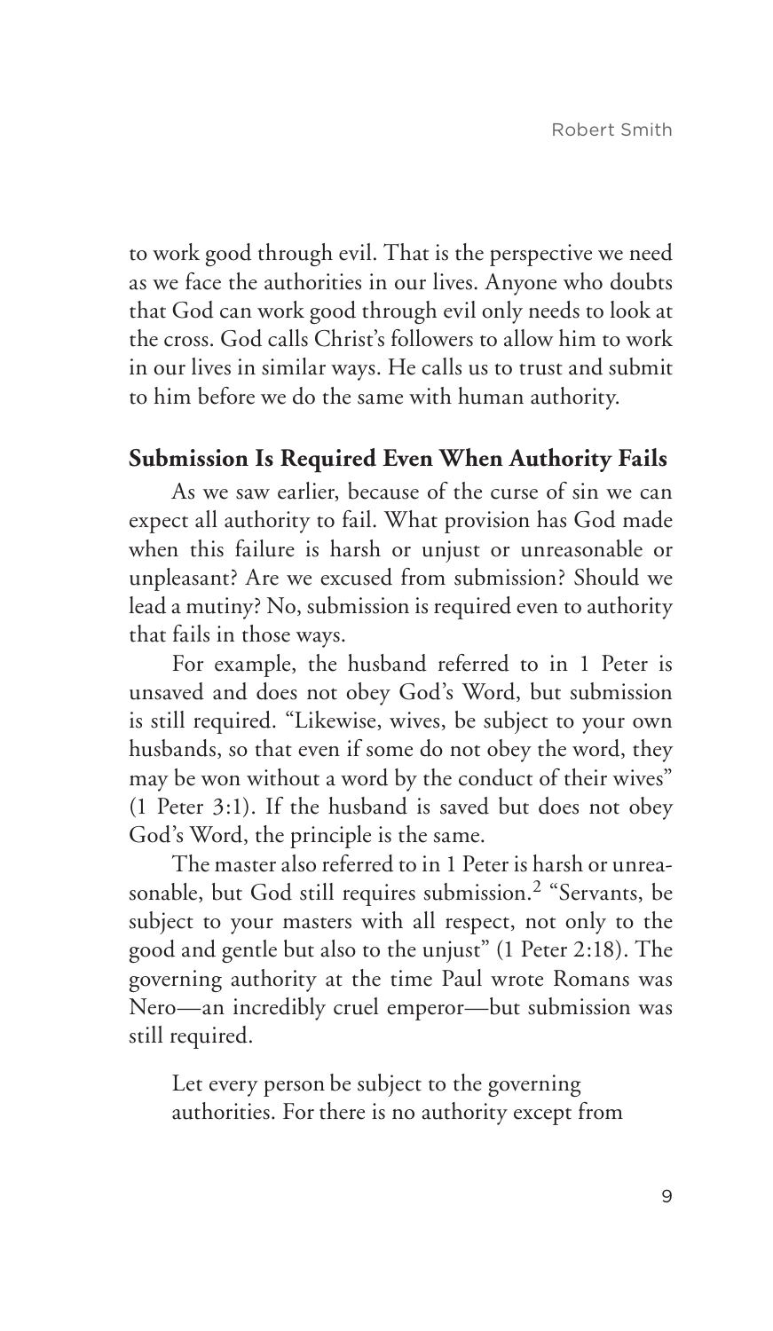to work good through evil. That is the perspective we need as we face the authorities in our lives. Anyone who doubts that God can work good through evil only needs to look at the cross. God calls Christ's followers to allow him to work in our lives in similar ways. He calls us to trust and submit to him before we do the same with human authority.

## Submission Is Required Even When Authority Fails

As we saw earlier, because of the curse of sin we can expect all authority to fail. What provision has God made when this failure is harsh or unjust or unreasonable or unpleasant? Are we excused from submission? Should we lead a mutiny? No, submission is required even to authority that fails in those ways.

For example, the husband referred to in 1 Peter is unsaved and does not obey God's Word, but submission is still required. "Likewise, wives, be subject to your own husbands, so that even if some do not obey the word, they may be won without a word by the conduct of their wives" (1 Peter 3:1). If the husband is saved but does not obey God's Word, the principle is the same.

The master also referred to in 1 Peter is harsh or unreasonable, but God still requires submission.[2] "Servants, be subject to your masters with all respect, not only to the good and gentle but also to the unjust" (1 Peter 2:18). The governing authority at the time Paul wrote Romans was Nero—an incredibly cruel emperor—but submission was still required.

> Let every person be subject to the governing authorities. For there is no authority except from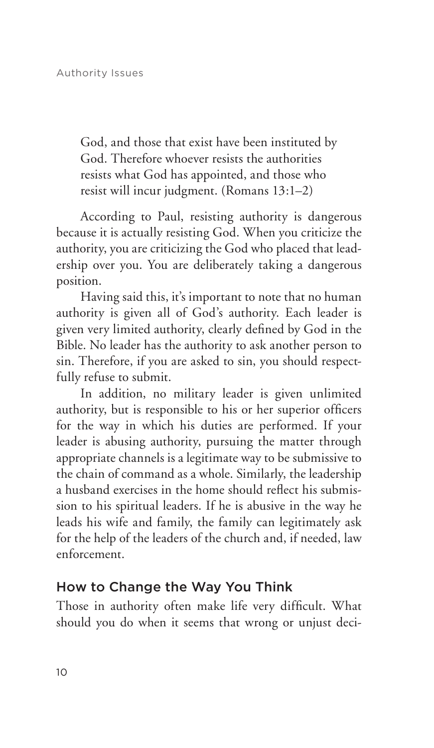> God, and those that exist have been instituted by God. Therefore whoever resists the authorities resists what God has appointed, and those who resist will incur judgment. (Romans 13:1–2)

According to Paul, resisting authority is dangerous because it is actually resisting God. When you criticize the authority, you are criticizing the God who placed that leadership over you. You are deliberately taking a dangerous position.

Having said this, it's important to note that no human authority is given all of God's authority. Each leader is given very limited authority, clearly defined by God in the Bible. No leader has the authority to ask another person to sin. Therefore, if you are asked to sin, you should respectfully refuse to submit.

In addition, no military leader is given unlimited authority, but is responsible to his or her superior officers for the way in which his duties are performed. If your leader is abusing authority, pursuing the matter through appropriate channels is a legitimate way to be submissive to the chain of command as a whole. Similarly, the leadership a husband exercises in the home should reflect his submission to his spiritual leaders. If he is abusive in the way he leads his wife and family, the family can legitimately ask for the help of the leaders of the church and, if needed, law enforcement.

## How to Change the Way You Think

Those in authority often make life very difficult. What should you do when it seems that wrong or unjust deci-